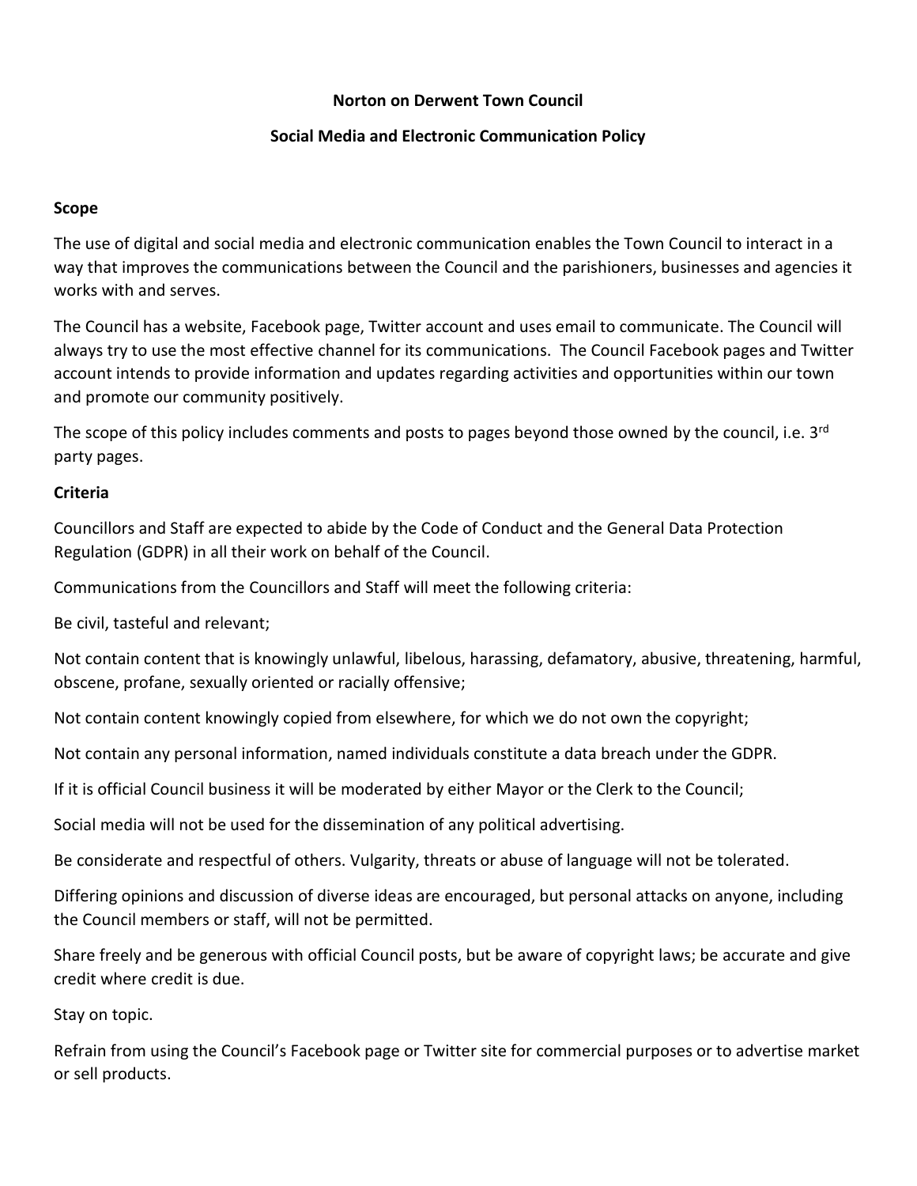**Norton on Derwent Town Council**

**Social Media and Electronic Communication Policy**

## Scope

The use of digital and social media and electronic communication enables the Town Council to interact in a way that improves the communications between the Council and the parishioners, businesses and agencies it works with and serves.

The Council has a website, Facebook page, Twitter account and uses email to communicate. The Council will always try to use the most effective channel for its communications. The Council Facebook pages and Twitter account intends to provide information and updates regarding activities and opportunities within our town and promote our community positively.

The scope of this policy includes comments and posts to pages beyond those owned by the council, i.e. 3rd party pages.

## Criteria

Councillors and Staff are expected to abide by the Code of Conduct and the General Data Protection Regulation (GDPR) in all their work on behalf of the Council.

Communications from the Councillors and Staff will meet the following criteria:

Be civil, tasteful and relevant;

Not contain content that is knowingly unlawful, libelous, harassing, defamatory, abusive, threatening, harmful, obscene, profane, sexually oriented or racially offensive;

Not contain content knowingly copied from elsewhere, for which we do not own the copyright;

Not contain any personal information, named individuals constitute a data breach under the GDPR.

If it is official Council business it will be moderated by either Mayor or the Clerk to the Council;

Social media will not be used for the dissemination of any political advertising.

Be considerate and respectful of others. Vulgarity, threats or abuse of language will not be tolerated.

Differing opinions and discussion of diverse ideas are encouraged, but personal attacks on anyone, including the Council members or staff, will not be permitted.

Share freely and be generous with official Council posts, but be aware of copyright laws; be accurate and give credit where credit is due.

Stay on topic.

Refrain from using the Council's Facebook page or Twitter site for commercial purposes or to advertise market or sell products.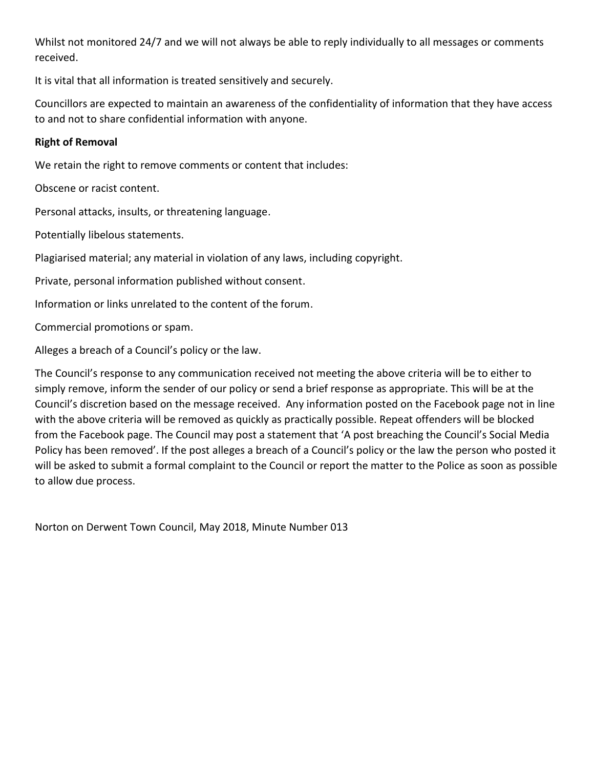Whilst not monitored 24/7 and we will not always be able to reply individually to all messages or comments received.

It is vital that all information is treated sensitively and securely.

Councillors are expected to maintain an awareness of the confidentiality of information that they have access to and not to share confidential information with anyone.

**Right of Removal**

We retain the right to remove comments or content that includes:

Obscene or racist content.

Personal attacks, insults, or threatening language.

Potentially libelous statements.

Plagiarised material; any material in violation of any laws, including copyright.

Private, personal information published without consent.

Information or links unrelated to the content of the forum.

Commercial promotions or spam.

Alleges a breach of a Council's policy or the law.

The Council's response to any communication received not meeting the above criteria will be to either to simply remove, inform the sender of our policy or send a brief response as appropriate. This will be at the Council's discretion based on the message received. Any information posted on the Facebook page not in line with the above criteria will be removed as quickly as practically possible. Repeat offenders will be blocked from the Facebook page. The Council may post a statement that 'A post breaching the Council's Social Media Policy has been removed'. If the post alleges a breach of a Council's policy or the law the person who posted it will be asked to submit a formal complaint to the Council or report the matter to the Police as soon as possible to allow due process.

Norton on Derwent Town Council, May 2018, Minute Number 013